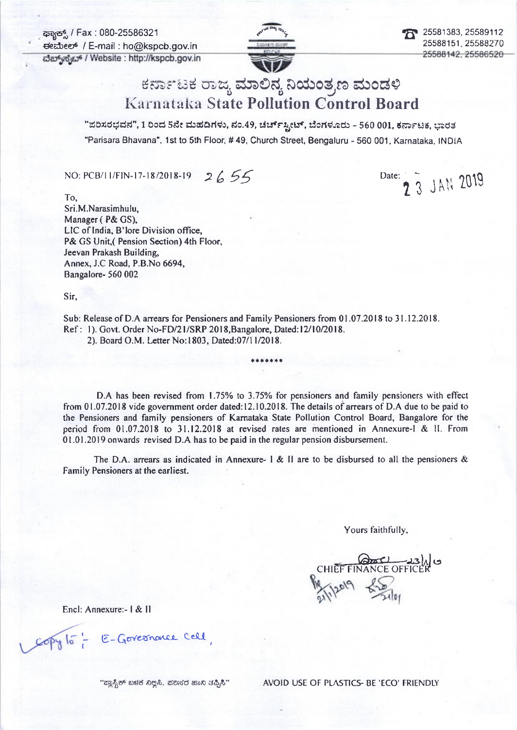ಫ್ಯಾಕ್ಸ್ / Fax : 080-25586321
ಈಮೇಲ್ / E-mail : ho@kspcb.gov.in
ವೆಬ್‌ಸೈಟ್ / Website : http://kspcb.gov.in

25581383, 25589112
25588151, 25588270
25588142, 25586520

# ಕರ್ನಾಟಕ ರಾಜ್ಯ ಮಾಲಿನ್ಯ ನಿಯಂತ್ರಣ ಮಂಡಳಿ
# Karnataka State Pollution Control Board

"ಪರಿಸರಭವನ", 1 ರಿಂದ 5ನೇ ಮಹಡಿಗಳು, ನಂ.49, ಚರ್ಚ್‌ಸ್ಟ್ರೀಟ್, ಬೆಂಗಳೂರು - 560 001, ಕರ್ನಾಟಕ, ಭಾರತ
"Parisara Bhavana", 1st to 5th Floor, # 49, Church Street, Bengaluru - 560 001, Karnataka, INDIA

NO: PCB/11/FIN-17-18/2018-19 2655

Date: 23 JAN 2019

To,
Sri.M.Narasimhulu,
Manager ( P& GS),
LIC of India, B'lore Division office,
P& GS Unit,( Pension Section) 4th Floor,
Jeevan Prakash Building,
Annex, J.C Road, P.B.No 6694,
Bangalore- 560 002

Sir,

Sub: Release of D.A arrears for Pensioners and Family Pensioners from 01.07.2018 to 31.12.2018.
Ref: 1). Govt. Order No-FD/21/SRP 2018,Bangalore, Dated:12/10/2018.
2). Board O.M. Letter No:1803, Dated:07/11/2018.

*******

D.A has been revised from 1.75% to 3.75% for pensioners and family pensioners with effect from 01.07.2018 vide government order dated:12.10.2018. The details of arrears of D.A due to be paid to the Pensioners and family pensioners of Karnataka State Pollution Control Board, Bangalore for the period from 01.07.2018 to 31.12.2018 at revised rates are mentioned in Annexure-I & II. From 01.01.2019 onwards revised D.A has to be paid in the regular pension disbursement.

The D.A. arrears as indicated in Annexure- I & II are to be disbursed to all the pensioners & Family Pensioners at the earliest.

Yours faithfully,

CHIEF FINANCE OFFICER

Encl: Annexure:- I & II

Copy to :- E-Governance Cell,

"ಪ್ಲಾಸ್ಟಿಕ್ ಬಳಕೆ ನಿಲ್ಲಿಸಿ, ಪರಿಸರ ಹಾನಿ ತಪ್ಪಿಸಿ" AVOID USE OF PLASTICS- BE 'ECO' FRIENDLY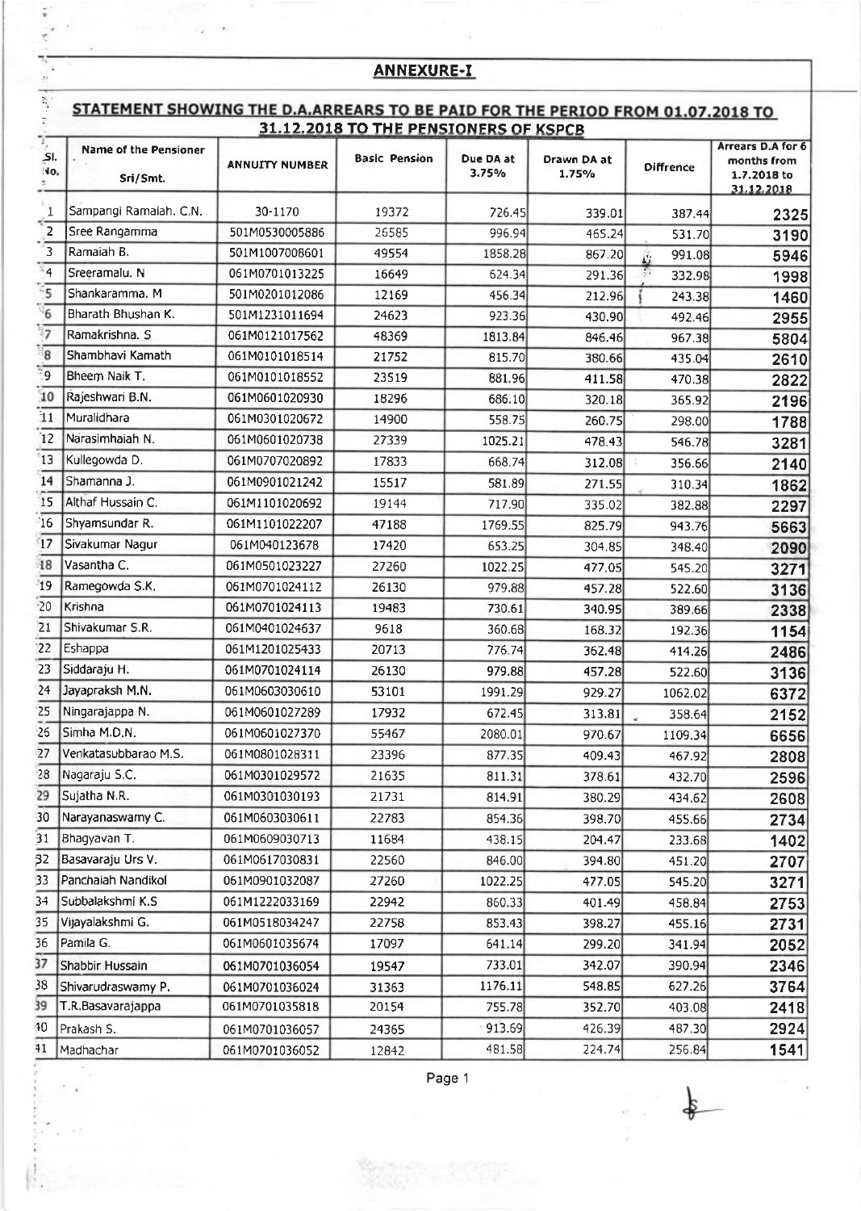## ANNEXURE-I

### STATEMENT SHOWING THE D.A.ARREARS TO BE PAID FOR THE PERIOD FROM 01.07.2018 TO 31.12.2018 TO THE PENSIONERS OF KSPCB

| Sl. No. | Name of the Pensioner Sri/Smt. | ANNUITY NUMBER | Basic Pension | Due DA at 3.75% | Drawn DA at 1.75% | Diffrence | Arrears D.A for 6 months from 1.7.2018 to 31.12.2018 |
|---|---|---|---|---|---|---|---|
| 1 | Sampangi Ramaiah. C.N. | 30-1170 | 19372 | 726.45 | 339.01 | 387.44 | 2325 |
| 2 | Sree Rangamma | 501M0530005886 | 26585 | 996.94 | 465.24 | 531.70 | 3190 |
| 3 | Ramaiah B. | 501M1007008601 | 49554 | 1858.28 | 867.20 | 991.08 | 5946 |
| 4 | Sreeramalu. N | 061M0701013225 | 16649 | 624.34 | 291.36 | 332.98 | 1998 |
| 5 | Shankaramma. M | 501M0201012086 | 12169 | 456.34 | 212.96 | 243.38 | 1460 |
| 6 | Bharath Bhushan K. | 501M1231011694 | 24623 | 923.36 | 430.90 | 492.46 | 2955 |
| 7 | Ramakrishna. S | 061M0121017562 | 48369 | 1813.84 | 846.46 | 967.38 | 5804 |
| 8 | Shambhavi Kamath | 061M0101018514 | 21752 | 815.70 | 380.66 | 435.04 | 2610 |
| 9 | Bheem Naik T. | 061M0101018552 | 23519 | 881.96 | 411.58 | 470.38 | 2822 |
| 10 | Rajeshwari B.N. | 061M0601020930 | 18296 | 686.10 | 320.18 | 365.92 | 2196 |
| 11 | Muralidhara | 061M0301020672 | 14900 | 558.75 | 260.75 | 298.00 | 1788 |
| 12 | Narasimhaiah N. | 061M0601020738 | 27339 | 1025.21 | 478.43 | 546.78 | 3281 |
| 13 | Kullegowda D. | 061M0707020892 | 17833 | 668.74 | 312.08 | 356.66 | 2140 |
| 14 | Shamanna J. | 061M0901021242 | 15517 | 581.89 | 271.55 | 310.34 | 1862 |
| 15 | Althaf Hussain C. | 061M1101020692 | 19144 | 717.90 | 335.02 | 382.88 | 2297 |
| 16 | Shyamsundar R. | 061M1101022207 | 47188 | 1769.55 | 825.79 | 943.76 | 5663 |
| 17 | Sivakumar Nagur | 061M040123678 | 17420 | 653.25 | 304.85 | 348.40 | 2090 |
| 18 | Vasantha C. | 061M0501023227 | 27260 | 1022.25 | 477.05 | 545.20 | 3271 |
| 19 | Ramegowda S.K. | 061M0701024112 | 26130 | 979.88 | 457.28 | 522.60 | 3136 |
| 20 | Krishna | 061M0701024113 | 19483 | 730.61 | 340.95 | 389.66 | 2338 |
| 21 | Shivakumar S.R. | 061M0401024637 | 9618 | 360.68 | 168.32 | 192.36 | 1154 |
| 22 | Eshappa | 061M1201025433 | 20713 | 776.74 | 362.48 | 414.26 | 2486 |
| 23 | Siddaraju H. | 061M0701024114 | 26130 | 979.88 | 457.28 | 522.60 | 3136 |
| 24 | Jayapraksh M.N. | 061M0603030610 | 53101 | 1991.29 | 929.27 | 1062.02 | 6372 |
| 25 | Ningarajappa N. | 061M0601027289 | 17932 | 672.45 | 313.81 | 358.64 | 2152 |
| 26 | Simha M.D.N. | 061M0601027370 | 55467 | 2080.01 | 970.67 | 1109.34 | 6656 |
| 27 | Venkatasubbarao M.S. | 061M0801028311 | 23396 | 877.35 | 409.43 | 467.92 | 2808 |
| 28 | Nagaraju S.C. | 061M0301029572 | 21635 | 811.31 | 378.61 | 432.70 | 2596 |
| 29 | Sujatha N.R. | 061M0301030193 | 21731 | 814.91 | 380.29 | 434.62 | 2608 |
| 30 | Narayanaswamy C. | 061M0603030611 | 22783 | 854.36 | 398.70 | 455.66 | 2734 |
| 31 | Bhagyavan T. | 061M0609030713 | 11684 | 438.15 | 204.47 | 233.68 | 1402 |
| 32 | Basavaraju Urs V. | 061M0617030831 | 22560 | 846.00 | 394.80 | 451.20 | 2707 |
| 33 | Panchaiah Nandikol | 061M0901032087 | 27260 | 1022.25 | 477.05 | 545.20 | 3271 |
| 34 | Subbalakshmi K.S | 061M1222033169 | 22942 | 860.33 | 401.49 | 458.84 | 2753 |
| 35 | Vijayalakshmi G. | 061M0518034247 | 22758 | 853.43 | 398.27 | 455.16 | 2731 |
| 36 | Pamila G. | 061M0601035674 | 17097 | 641.14 | 299.20 | 341.94 | 2052 |
| 37 | Shabbir Hussain | 061M0701036054 | 19547 | 733.01 | 342.07 | 390.94 | 2346 |
| 38 | Shivarudraswamy P. | 061M0701036024 | 31363 | 1176.11 | 548.85 | 627.26 | 3764 |
| 39 | T.R.Basavarajappa | 061M0701035818 | 20154 | 755.78 | 352.70 | 403.08 | 2418 |
| 40 | Prakash S. | 061M0701036057 | 24365 | 913.69 | 426.39 | 487.30 | 2924 |
| 41 | Madhachar | 061M0701036052 | 12842 | 481.58 | 224.74 | 256.84 | 1541 |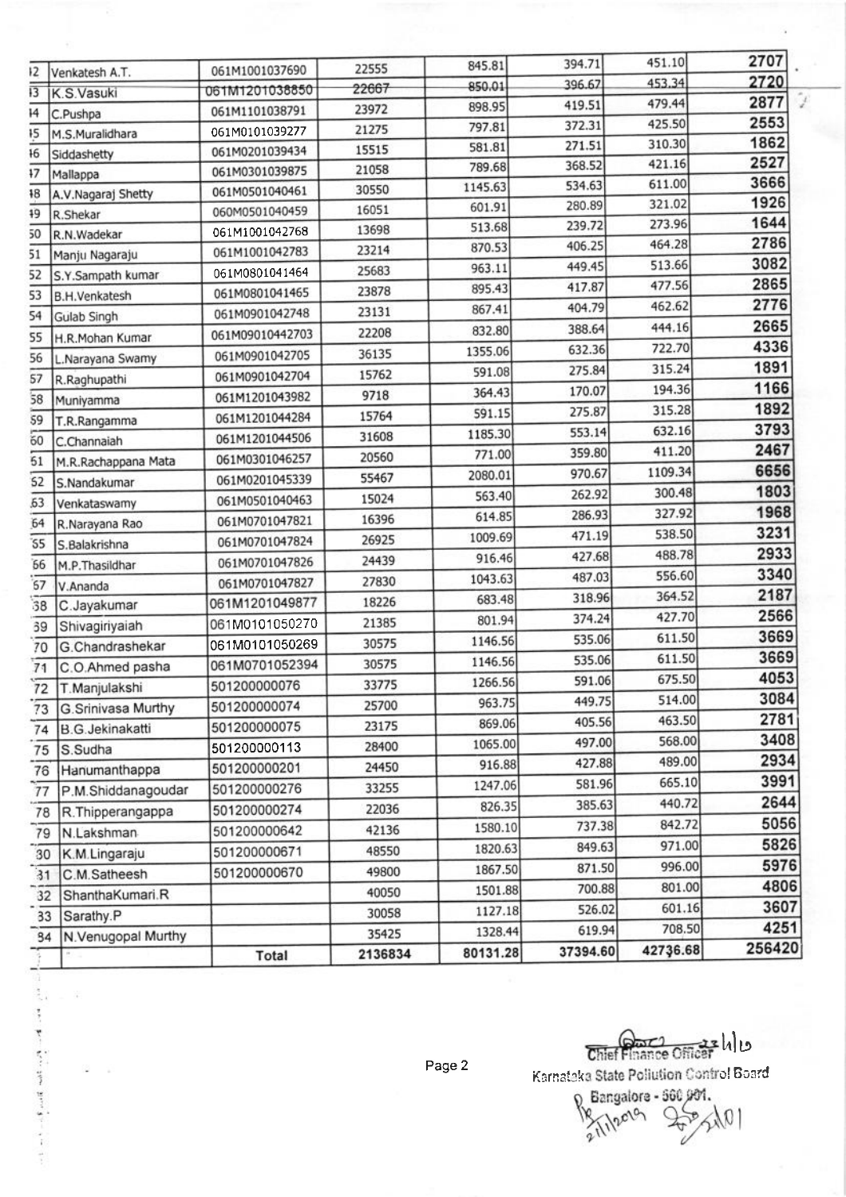| 42 | Venkatesh A.T. | 061M1001037690 | 22555 | 845.81 | 394.71 | 451.10 | 2707 |
|---|---|---|---|---|---|---|---|
| 43 | K.S.Vasuki | 061M1201038850 | 22667 | 850.01 | 396.67 | 453.34 | 2720 |
| 44 | C.Pushpa | 061M1101038791 | 23972 | 898.95 | 419.51 | 479.44 | 2877 |
| 45 | M.S.Muralidhara | 061M0101039277 | 21275 | 797.81 | 372.31 | 425.50 | 2553 |
| 46 | Siddashetty | 061M0201039434 | 15515 | 581.81 | 271.51 | 310.30 | 1862 |
| 47 | Mallappa | 061M0301039875 | 21058 | 789.68 | 368.52 | 421.16 | 2527 |
| 48 | A.V.Nagaraj Shetty | 061M0501040461 | 30550 | 1145.63 | 534.63 | 611.00 | 3666 |
| 49 | R.Shekar | 060M0501040459 | 16051 | 601.91 | 280.89 | 321.02 | 1926 |
| 50 | R.N.Wadekar | 061M1001042768 | 13698 | 513.68 | 239.72 | 273.96 | 1644 |
| 51 | Manju Nagaraju | 061M1001042783 | 23214 | 870.53 | 406.25 | 464.28 | 2786 |
| 52 | S.Y.Sampath kumar | 061M0801041464 | 25683 | 963.11 | 449.45 | 513.66 | 3082 |
| 53 | B.H.Venkatesh | 061M0801041465 | 23878 | 895.43 | 417.87 | 477.56 | 2865 |
| 54 | Gulab Singh | 061M0901042748 | 23131 | 867.41 | 404.79 | 462.62 | 2776 |
| 55 | H.R.Mohan Kumar | 061M09010442703 | 22208 | 832.80 | 388.64 | 444.16 | 2665 |
| 56 | L.Narayana Swamy | 061M0901042705 | 36135 | 1355.06 | 632.36 | 722.70 | 4336 |
| 57 | R.Raghupathi | 061M0901042704 | 15762 | 591.08 | 275.84 | 315.24 | 1891 |
| 58 | Muniyamma | 061M1201043982 | 9718 | 364.43 | 170.07 | 194.36 | 1166 |
| 59 | T.R.Rangamma | 061M1201044284 | 15764 | 591.15 | 275.87 | 315.28 | 1892 |
| 60 | C.Channaiah | 061M1201044506 | 31608 | 1185.30 | 553.14 | 632.16 | 3793 |
| 61 | M.R.Rachappana Mata | 061M0301046257 | 20560 | 771.00 | 359.80 | 411.20 | 2467 |
| 62 | S.Nandakumar | 061M0201045339 | 55467 | 2080.01 | 970.67 | 1109.34 | 6656 |
| 63 | Venkataswamy | 061M0501040463 | 15024 | 563.40 | 262.92 | 300.48 | 1803 |
| 64 | R.Narayana Rao | 061M0701047821 | 16396 | 614.85 | 286.93 | 327.92 | 1968 |
| 65 | S.Balakrishna | 061M0701047824 | 26925 | 1009.69 | 471.19 | 538.50 | 3231 |
| 66 | M.P.Thasildhar | 061M0701047826 | 24439 | 916.46 | 427.68 | 488.78 | 2933 |
| 67 | V.Ananda | 061M0701047827 | 27830 | 1043.63 | 487.03 | 556.60 | 3340 |
| 68 | C.Jayakumar | 061M1201049877 | 18226 | 683.48 | 318.96 | 364.52 | 2187 |
| 69 | Shivagiriyaiah | 061M0101050270 | 21385 | 801.94 | 374.24 | 427.70 | 2566 |
| 70 | G.Chandrashekar | 061M0101050269 | 30575 | 1146.56 | 535.06 | 611.50 | 3669 |
| 71 | C.O.Ahmed pasha | 061M0701052394 | 30575 | 1146.56 | 535.06 | 611.50 | 3669 |
| 72 | T.Manjulakshi | 501200000076 | 33775 | 1266.56 | 591.06 | 675.50 | 4053 |
| 73 | G.Srinivasa Murthy | 501200000074 | 25700 | 963.75 | 449.75 | 514.00 | 3084 |
| 74 | B.G.Jekinakatti | 501200000075 | 23175 | 869.06 | 405.56 | 463.50 | 2781 |
| 75 | S.Sudha | 501200000113 | 28400 | 1065.00 | 497.00 | 568.00 | 3408 |
| 76 | Hanumanthappa | 501200000201 | 24450 | 916.88 | 427.88 | 489.00 | 2934 |
| 77 | P.M.Shiddanagoudar | 501200000276 | 33255 | 1247.06 | 581.96 | 665.10 | 3991 |
| 78 | R.Thipperangappa | 501200000274 | 22036 | 826.35 | 385.63 | 440.72 | 2644 |
| 79 | N.Lakshman | 501200000642 | 42136 | 1580.10 | 737.38 | 842.72 | 5056 |
| 80 | K.M.Lingaraju | 501200000671 | 48550 | 1820.63 | 849.63 | 971.00 | 5826 |
| 81 | C.M.Satheesh | 501200000670 | 49800 | 1867.50 | 871.50 | 996.00 | 5976 |
| 82 | ShanthaKumari.R | | 40050 | 1501.88 | 700.88 | 801.00 | 4806 |
| 83 | Sarathy.P | | 30058 | 1127.18 | 526.02 | 601.16 | 3607 |
| 84 | N.Venugopal Murthy | | 35425 | 1328.44 | 619.94 | 708.50 | 4251 |
| | | Total | 2136834 | 80131.28 | 37394.60 | 42736.68 | 256420 |

Chief Finance Officer
Karnataka State Pollution Control Board
Bangalore - 560 001.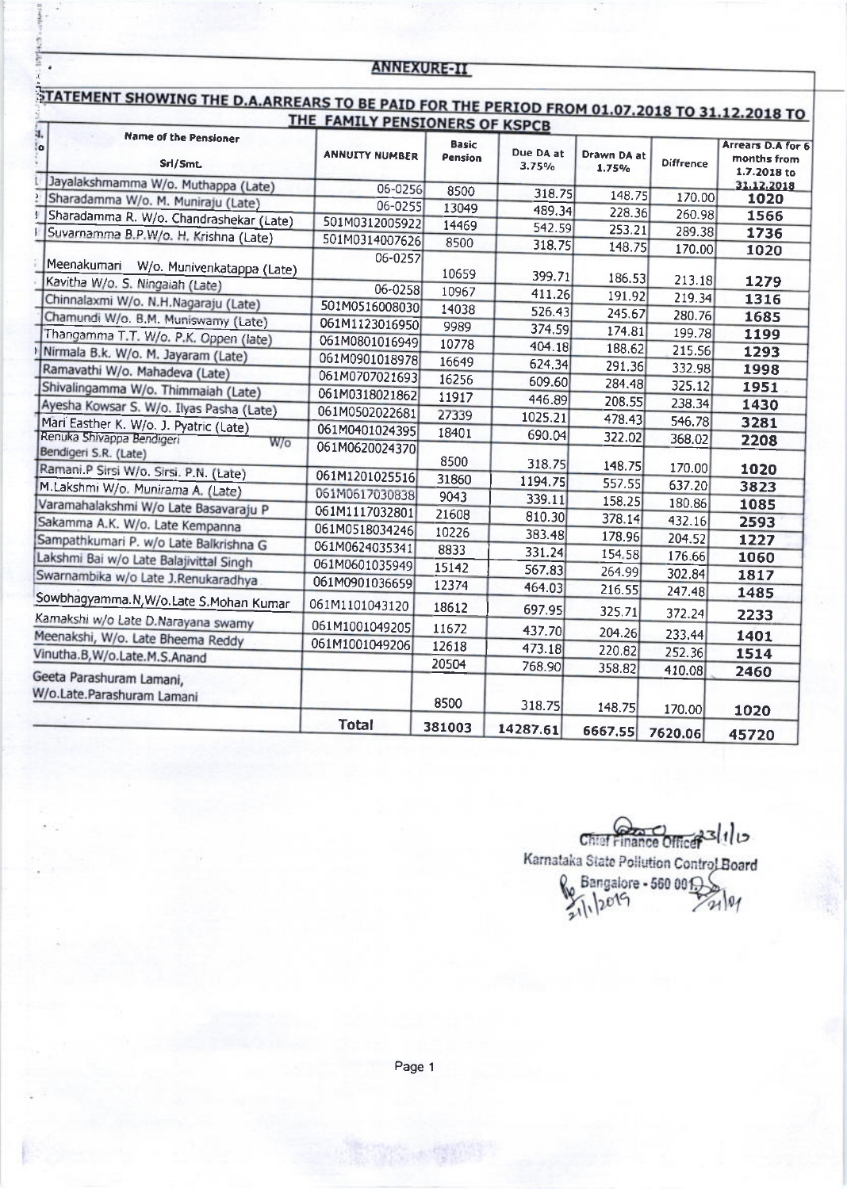## ANNEXURE-II

### STATEMENT SHOWING THE D.A.ARREARS TO BE PAID FOR THE PERIOD FROM 01.07.2018 TO 31.12.2018 TO THE FAMILY PENSIONERS OF KSPCB

| Sl. No | Name of the Pensioner Sri/Smt. | ANNUITY NUMBER | Basic Pension | Due DA at 3.75% | Drawn DA at 1.75% | Diffrence | Arrears D.A for 6 months from 1.7.2018 to 31.12.2018 |
|---|---|---|---|---|---|---|---|
| 1 | Jayalakshmamma W/o. Muthappa (Late) | 06-0256 | 8500 | 318.75 | 148.75 | 170.00 | 1020 |
| 2 | Sharadamma W/o. M. Muniraju (Late) | 06-0255 | 13049 | 489.34 | 228.36 | 260.98 | 1566 |
| 3 | Sharadamma R. W/o. Chandrashekar (Late) | 501M0312005922 | 14469 | 542.59 | 253.21 | 289.38 | 1736 |
| 4 | Suvarnamma B.P.W/o. H. Krishna (Late) | 501M0314007626 | 8500 | 318.75 | 148.75 | 170.00 | 1020 |
| 5 | Meenakumari W/o. Munivenkatappa (Late) | 06-0257 | 10659 | 399.71 | 186.53 | 213.18 | 1279 |
| 6 | Kavitha W/o. S. Ningaiah (Late) | 06-0258 | 10967 | 411.26 | 191.92 | 219.34 | 1316 |
| 7 | Chinnalaxmi W/o. N.H.Nagaraju (Late) | 501M0516008030 | 14038 | 526.43 | 245.67 | 280.76 | 1685 |
| 8 | Chamundi W/o. B.M. Muniswamy (Late) | 061M1123016950 | 9989 | 374.59 | 174.81 | 199.78 | 1199 |
| 9 | Thangamma T.T. W/o. P.K. Oppen (late) | 061M0801016949 | 10778 | 404.18 | 188.62 | 215.56 | 1293 |
| 10 | Nirmala B.k. W/o. M. Jayaram (Late) | 061M0901018978 | 16649 | 624.34 | 291.36 | 332.98 | 1998 |
| 11 | Ramavathi W/o. Mahadeva (Late) | 061M0707021693 | 16256 | 609.60 | 284.48 | 325.12 | 1951 |
| 12 | Shivalingamma W/o. Thimmaiah (Late) | 061M0318021862 | 11917 | 446.89 | 208.55 | 238.34 | 1430 |
| 13 | Ayesha Kowsar S. W/o. Ilyas Pasha (Late) | 061M0502022681 | 27339 | 1025.21 | 478.43 | 546.78 | 3281 |
| 14 | Mari Easther K. W/o. J. Pyatric (Late) | 061M0401024395 | 18401 | 690.04 | 322.02 | 368.02 | 2208 |
| 15 | Renuka Shivappa Bendigeri W/o Bendigeri S.R. (Late) | 061M0620024370 | 8500 | 318.75 | 148.75 | 170.00 | 1020 |
| 16 | Ramani.P Sirsi W/o. Sirsi. P.N. (Late) | 061M1201025516 | 31860 | 1194.75 | 557.55 | 637.20 | 3823 |
| 17 | M.Lakshmi W/o. Munirama A. (Late) | 061M0617030838 | 9043 | 339.11 | 158.25 | 180.86 | 1085 |
| 18 | Varamahalakshmi W/o Late Basavaraju P | 061M1117032801 | 21608 | 810.30 | 378.14 | 432.16 | 2593 |
| 19 | Sakamma A.K. W/o. Late Kempanna | 061M0518034246 | 10226 | 383.48 | 178.96 | 204.52 | 1227 |
| 20 | Sampathkumari P. w/o Late Balkrishna G | 061M0624035341 | 8833 | 331.24 | 154.58 | 176.66 | 1060 |
| 21 | Lakshmi Bai w/o Late Balajivittal Singh | 061M0601035949 | 15142 | 567.83 | 264.99 | 302.84 | 1817 |
| 22 | Swarnambika w/o Late J.Renukaradhya | 061M0901036659 | 12374 | 464.03 | 216.55 | 247.48 | 1485 |
| 23 | Sowbhagyamma.N,W/o.Late S.Mohan Kumar | 061M1101043120 | 18612 | 697.95 | 325.71 | 372.24 | 2233 |
| 24 | Kamakshi w/o Late D.Narayana swamy | 061M1001049205 | 11672 | 437.70 | 204.26 | 233.44 | 1401 |
| 25 | Meenakshi, W/o. Late Bheema Reddy | 061M1001049206 | 12618 | 473.18 | 220.82 | 252.36 | 1514 |
| 26 | Vinutha.B,W/o.Late.M.S.Anand | | 20504 | 768.90 | 358.82 | 410.08 | 2460 |
| 27 | Geeta Parashuram Lamani, W/o.Late.Parashuram Lamani | | 8500 | 318.75 | 148.75 | 170.00 | 1020 |
| | | **Total** | **381003** | **14287.61** | **6667.55** | **7620.06** | **45720** |

Chief Finance Officer 23/1/19
Karnataka State Pollution Control Board
Bangalore - 560 001
21/1/2019 21/01